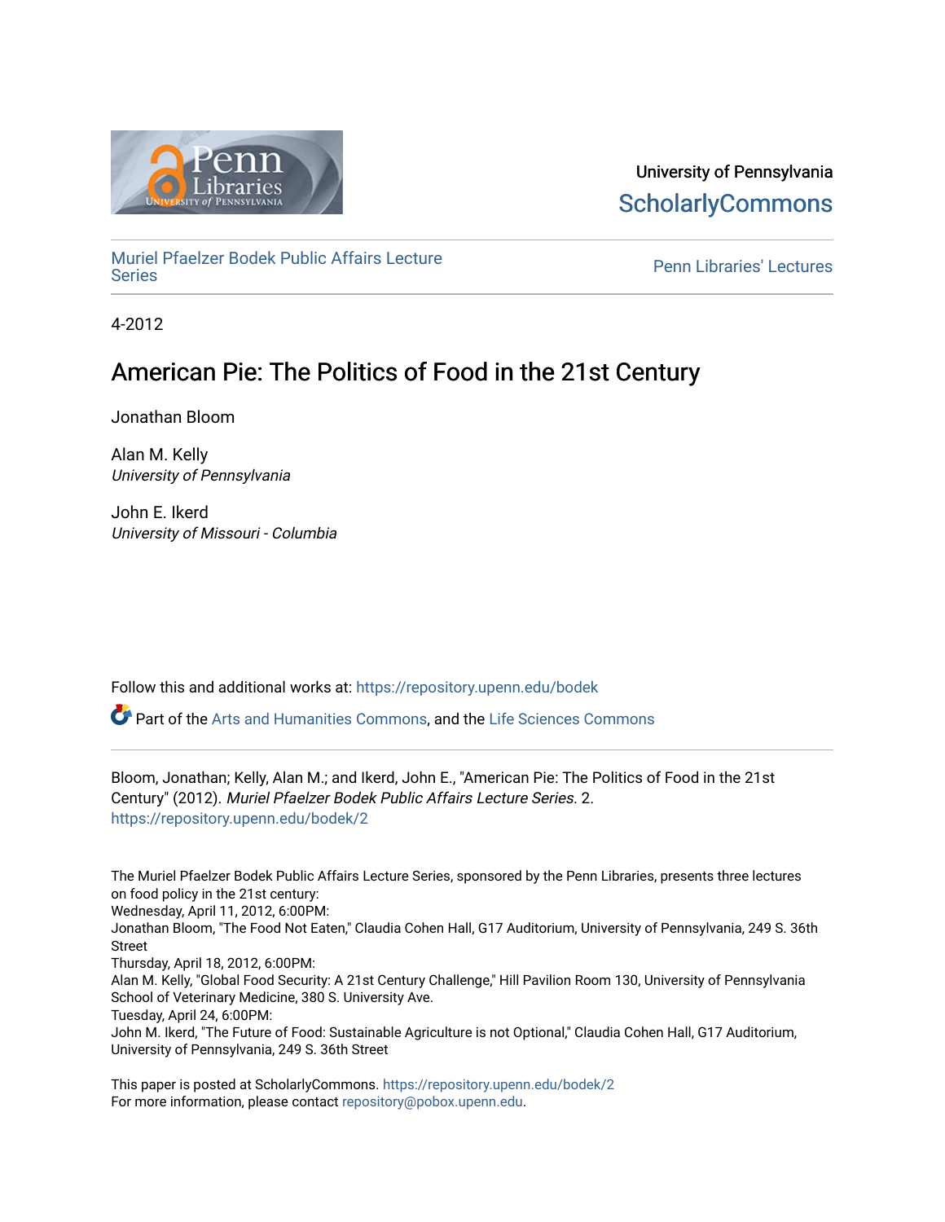University of Pennsylvania
ScholarlyCommons

Muriel Pfaelzer Bodek Public Affairs Lecture Series

Penn Libraries' Lectures

4-2012

# American Pie: The Politics of Food in the 21st Century

Jonathan Bloom

Alan M. Kelly
*University of Pennsylvania*

John E. Ikerd
*University of Missouri - Columbia*

Follow this and additional works at: https://repository.upenn.edu/bodek

Part of the Arts and Humanities Commons, and the Life Sciences Commons

Bloom, Jonathan; Kelly, Alan M.; and Ikerd, John E., "American Pie: The Politics of Food in the 21st Century" (2012). *Muriel Pfaelzer Bodek Public Affairs Lecture Series*. 2.
https://repository.upenn.edu/bodek/2

The Muriel Pfaelzer Bodek Public Affairs Lecture Series, sponsored by the Penn Libraries, presents three lectures on food policy in the 21st century:
Wednesday, April 11, 2012, 6:00PM:
Jonathan Bloom, "The Food Not Eaten," Claudia Cohen Hall, G17 Auditorium, University of Pennsylvania, 249 S. 36th Street
Thursday, April 18, 2012, 6:00PM:
Alan M. Kelly, "Global Food Security: A 21st Century Challenge," Hill Pavilion Room 130, University of Pennsylvania School of Veterinary Medicine, 380 S. University Ave.
Tuesday, April 24, 6:00PM:
John M. Ikerd, "The Future of Food: Sustainable Agriculture is not Optional," Claudia Cohen Hall, G17 Auditorium, University of Pennsylvania, 249 S. 36th Street

This paper is posted at ScholarlyCommons. https://repository.upenn.edu/bodek/2
For more information, please contact repository@pobox.upenn.edu.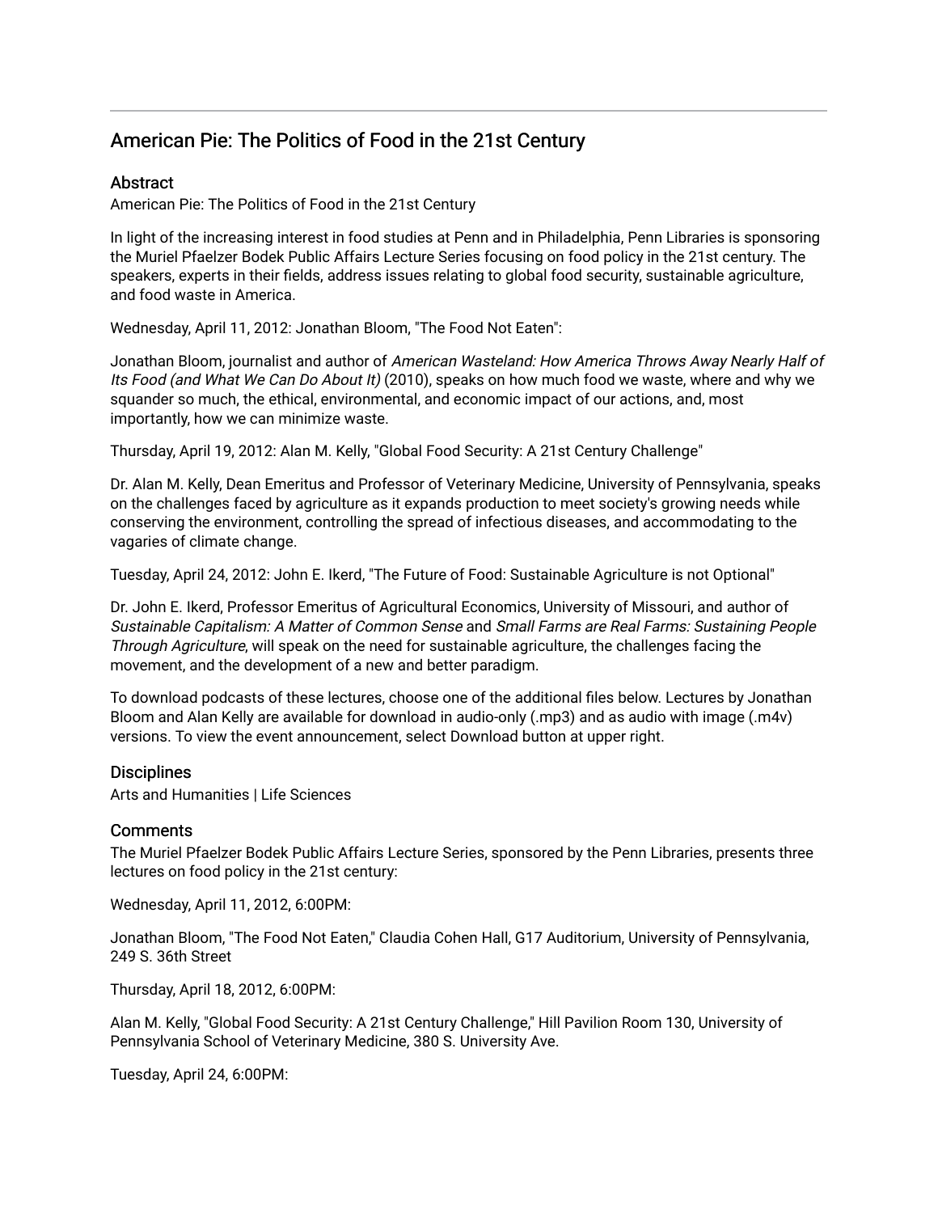## American Pie: The Politics of Food in the 21st Century

### Abstract

American Pie: The Politics of Food in the 21st Century

In light of the increasing interest in food studies at Penn and in Philadelphia, Penn Libraries is sponsoring the Muriel Pfaelzer Bodek Public Affairs Lecture Series focusing on food policy in the 21st century. The speakers, experts in their fields, address issues relating to global food security, sustainable agriculture, and food waste in America.

Wednesday, April 11, 2012: Jonathan Bloom, "The Food Not Eaten":

Jonathan Bloom, journalist and author of *American Wasteland: How America Throws Away Nearly Half of Its Food (and What We Can Do About It)* (2010), speaks on how much food we waste, where and why we squander so much, the ethical, environmental, and economic impact of our actions, and, most importantly, how we can minimize waste.

Thursday, April 19, 2012: Alan M. Kelly, "Global Food Security: A 21st Century Challenge"

Dr. Alan M. Kelly, Dean Emeritus and Professor of Veterinary Medicine, University of Pennsylvania, speaks on the challenges faced by agriculture as it expands production to meet society's growing needs while conserving the environment, controlling the spread of infectious diseases, and accommodating to the vagaries of climate change.

Tuesday, April 24, 2012: John E. Ikerd, "The Future of Food: Sustainable Agriculture is not Optional"

Dr. John E. Ikerd, Professor Emeritus of Agricultural Economics, University of Missouri, and author of *Sustainable Capitalism: A Matter of Common Sense* and *Small Farms are Real Farms: Sustaining People Through Agriculture*, will speak on the need for sustainable agriculture, the challenges facing the movement, and the development of a new and better paradigm.

To download podcasts of these lectures, choose one of the additional files below. Lectures by Jonathan Bloom and Alan Kelly are available for download in audio-only (.mp3) and as audio with image (.m4v) versions. To view the event announcement, select Download button at upper right.

### Disciplines

Arts and Humanities | Life Sciences

### Comments

The Muriel Pfaelzer Bodek Public Affairs Lecture Series, sponsored by the Penn Libraries, presents three lectures on food policy in the 21st century:

Wednesday, April 11, 2012, 6:00PM:

Jonathan Bloom, "The Food Not Eaten," Claudia Cohen Hall, G17 Auditorium, University of Pennsylvania, 249 S. 36th Street

Thursday, April 18, 2012, 6:00PM:

Alan M. Kelly, "Global Food Security: A 21st Century Challenge," Hill Pavilion Room 130, University of Pennsylvania School of Veterinary Medicine, 380 S. University Ave.

Tuesday, April 24, 6:00PM: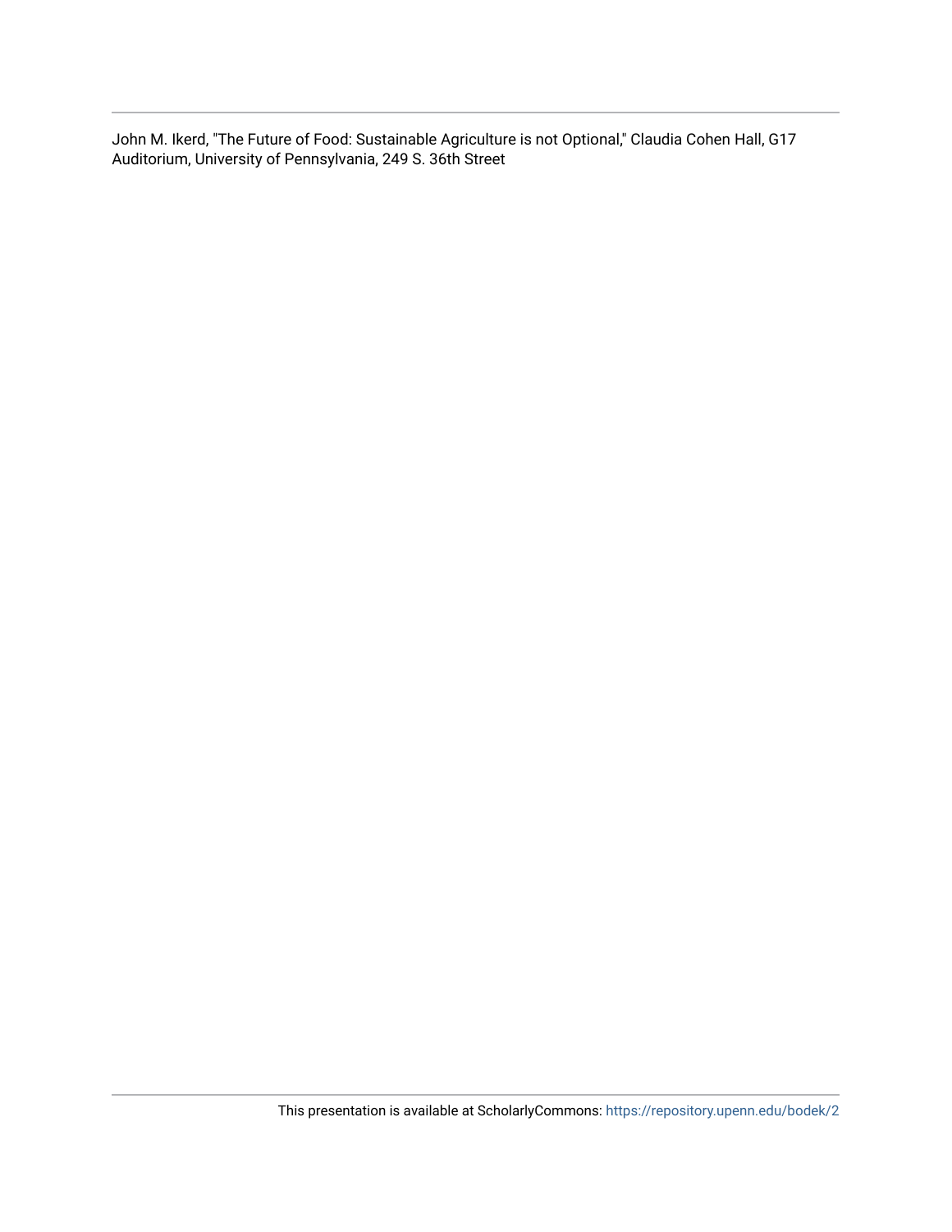John M. Ikerd, "The Future of Food: Sustainable Agriculture is not Optional," Claudia Cohen Hall, G17 Auditorium, University of Pennsylvania, 249 S. 36th Street

This presentation is available at ScholarlyCommons: https://repository.upenn.edu/bodek/2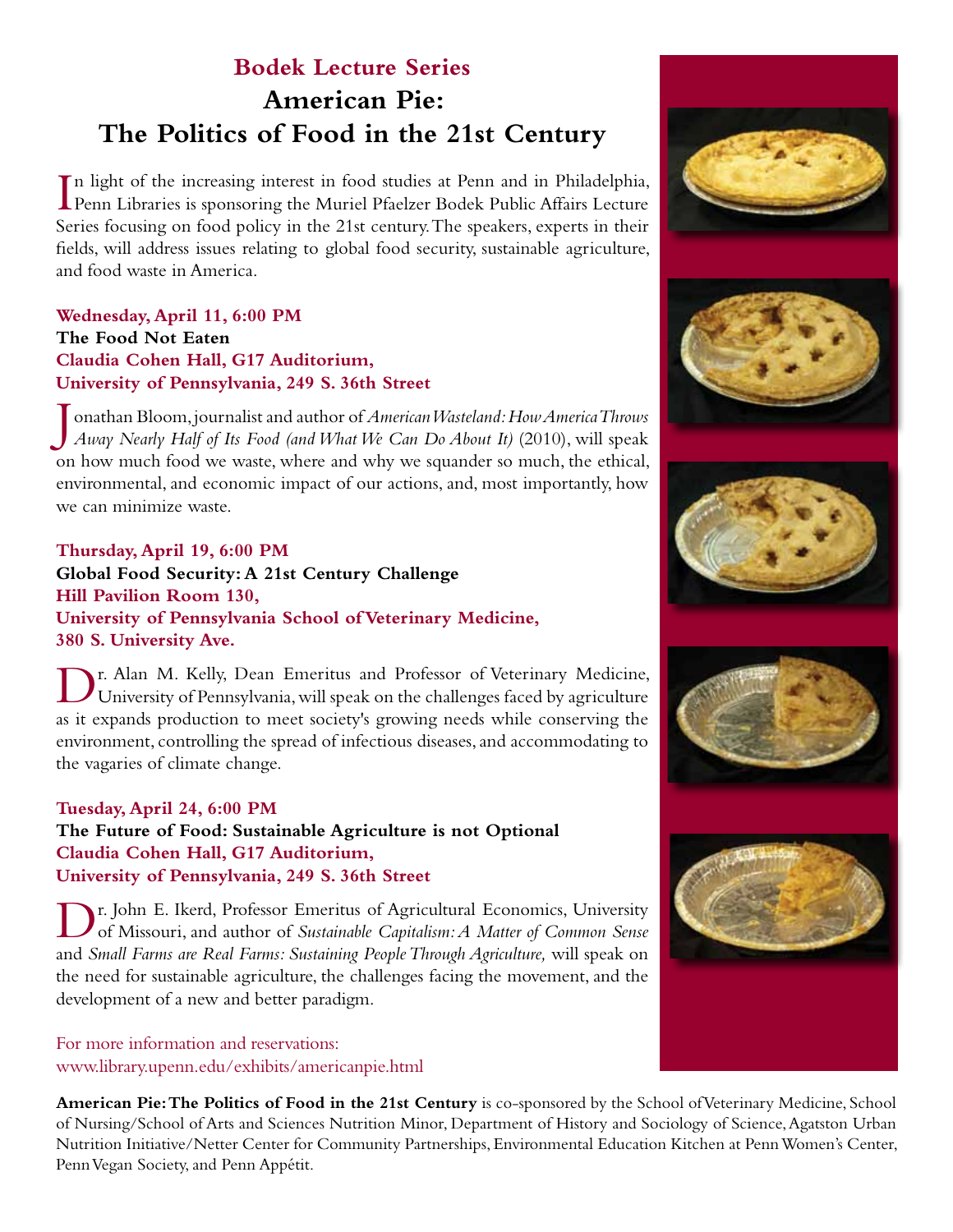## Bodek Lecture Series

# American Pie: The Politics of Food in the 21st Century

In light of the increasing interest in food studies at Penn and in Philadelphia, Penn Libraries is sponsoring the Muriel Pfaelzer Bodek Public Affairs Lecture Series focusing on food policy in the 21st century. The speakers, experts in their fields, will address issues relating to global food security, sustainable agriculture, and food waste in America.

**Wednesday, April 11, 6:00 PM**
**The Food Not Eaten**
**Claudia Cohen Hall, G17 Auditorium,**
**University of Pennsylvania, 249 S. 36th Street**

Jonathan Bloom, journalist and author of *American Wasteland: How America Throws Away Nearly Half of Its Food (and What We Can Do About It)* (2010), will speak on how much food we waste, where and why we squander so much, the ethical, environmental, and economic impact of our actions, and, most importantly, how we can minimize waste.

**Thursday, April 19, 6:00 PM**
**Global Food Security: A 21st Century Challenge**
**Hill Pavilion Room 130,**
**University of Pennsylvania School of Veterinary Medicine,**
**380 S. University Ave.**

Dr. Alan M. Kelly, Dean Emeritus and Professor of Veterinary Medicine, University of Pennsylvania, will speak on the challenges faced by agriculture as it expands production to meet society's growing needs while conserving the environment, controlling the spread of infectious diseases, and accommodating to the vagaries of climate change.

**Tuesday, April 24, 6:00 PM**
**The Future of Food: Sustainable Agriculture is not Optional**
**Claudia Cohen Hall, G17 Auditorium,**
**University of Pennsylvania, 249 S. 36th Street**

Dr. John E. Ikerd, Professor Emeritus of Agricultural Economics, University of Missouri, and author of *Sustainable Capitalism: A Matter of Common Sense* and *Small Farms are Real Farms: Sustaining People Through Agriculture,* will speak on the need for sustainable agriculture, the challenges facing the movement, and the development of a new and better paradigm.

For more information and reservations:
www.library.upenn.edu/exhibits/americanpie.html

**American Pie: The Politics of Food in the 21st Century** is co-sponsored by the School of Veterinary Medicine, School of Nursing/School of Arts and Sciences Nutrition Minor, Department of History and Sociology of Science, Agatston Urban Nutrition Initiative/Netter Center for Community Partnerships, Environmental Education Kitchen at Penn Women's Center, Penn Vegan Society, and Penn Appétit.